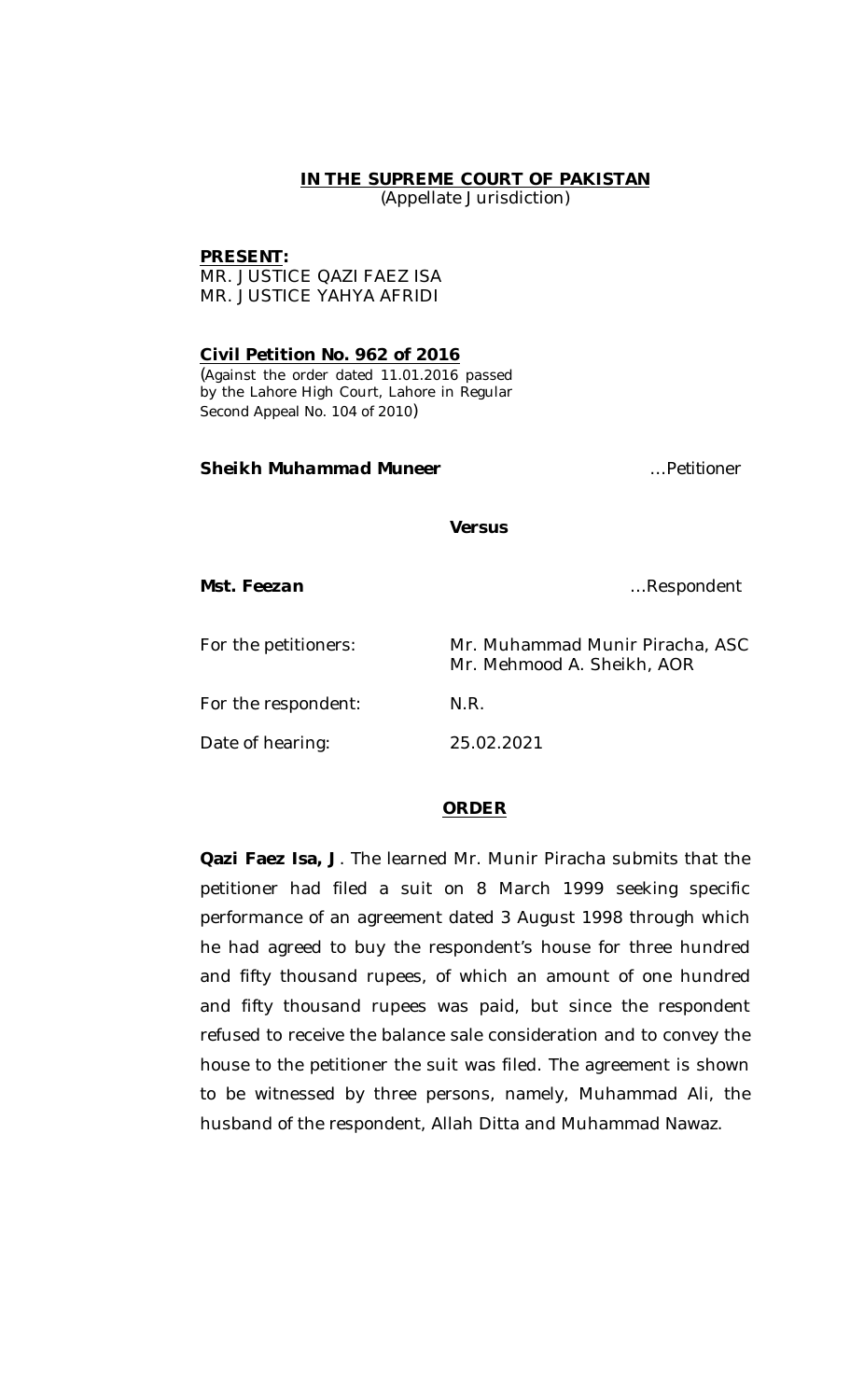**IN THE SUPREME COURT OF PAKISTAN**
(Appellate Jurisdiction)

**PRESENT:**
MR. JUSTICE QAZI FAEZ ISA
MR. JUSTICE YAHYA AFRIDI

**Civil Petition No. 962 of 2016**
(Against the order dated 11.01.2016 passed by the Lahore High Court, Lahore in Regular Second Appeal No. 104 of 2010)

***Sheikh Muhammad Muneer*** …Petitioner

***Versus***

***Mst. Feezan*** …Respondent

| | |
|---|---|
| For the petitioners: | Mr. Muhammad Munir Piracha, ASC<br>Mr. Mehmood A. Sheikh, AOR |
| For the respondent: | N.R. |
| Date of hearing: | 25.02.2021 |

**ORDER**

**Qazi Faez Isa, J**. The learned Mr. Munir Piracha submits that the petitioner had filed a suit on 8 March 1999 seeking specific performance of an agreement dated 3 August 1998 through which he had agreed to buy the respondent's house for three hundred and fifty thousand rupees, of which an amount of one hundred and fifty thousand rupees was paid, but since the respondent refused to receive the balance sale consideration and to convey the house to the petitioner the suit was filed. The agreement is shown to be witnessed by three persons, namely, Muhammad Ali, the husband of the respondent, Allah Ditta and Muhammad Nawaz.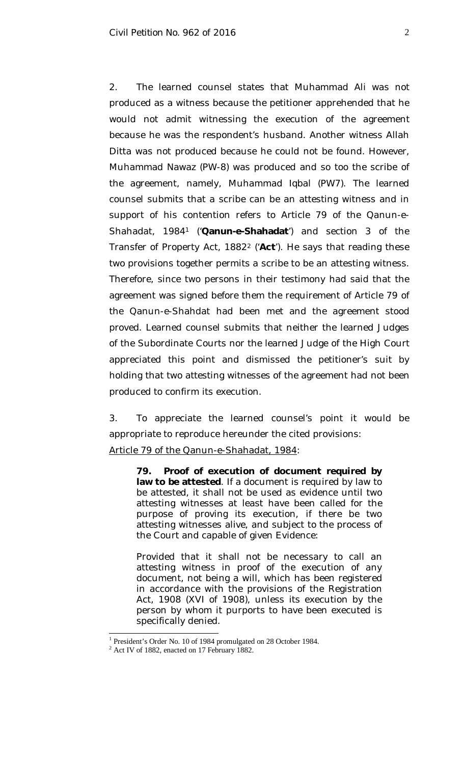2. The learned counsel states that Muhammad Ali was not produced as a witness because the petitioner apprehended that he would not admit witnessing the execution of the agreement because he was the respondent's husband. Another witness Allah Ditta was not produced because he could not be found. However, Muhammad Nawaz (PW-8) was produced and so too the scribe of the agreement, namely, Muhammad Iqbal (PW7). The learned counsel submits that a scribe can be an attesting witness and in support of his contention refers to Article 79 of the Qanun-e-Shahadat, 1984[1] ('**Qanun-e-Shahadat**') and section 3 of the Transfer of Property Act, 1882[2] ('**Act**'). He says that reading these two provisions together permits a scribe to be an attesting witness. Therefore, since two persons in their testimony had said that the agreement was signed before them the requirement of Article 79 of the Qanun-e-Shahdat had been met and the agreement stood proved. Learned counsel submits that neither the learned Judges of the Subordinate Courts nor the learned Judge of the High Court appreciated this point and dismissed the petitioner's suit by holding that two attesting witnesses of the agreement had not been produced to confirm its execution.

3. To appreciate the learned counsel's point it would be appropriate to reproduce hereunder the cited provisions:

<u>Article 79 of the Qanun-e-Shahadat, 1984</u>:

> **79. Proof of execution of document required by law to be attested**. If a document is required by law to be attested, it shall not be used as evidence until two attesting witnesses at least have been called for the purpose of proving its execution, if there be two attesting witnesses alive, and subject to the process of the Court and capable of given Evidence:
>
> Provided that it shall not be necessary to call an attesting witness in proof of the execution of any document, not being a will, which has been registered in accordance with the provisions of the Registration Act, 1908 (XVI of 1908), unless its execution by the person by whom it purports to have been executed is specifically denied.

---

[1] President's Order No. 10 of 1984 promulgated on 28 October 1984.

[2] Act IV of 1882, enacted on 17 February 1882.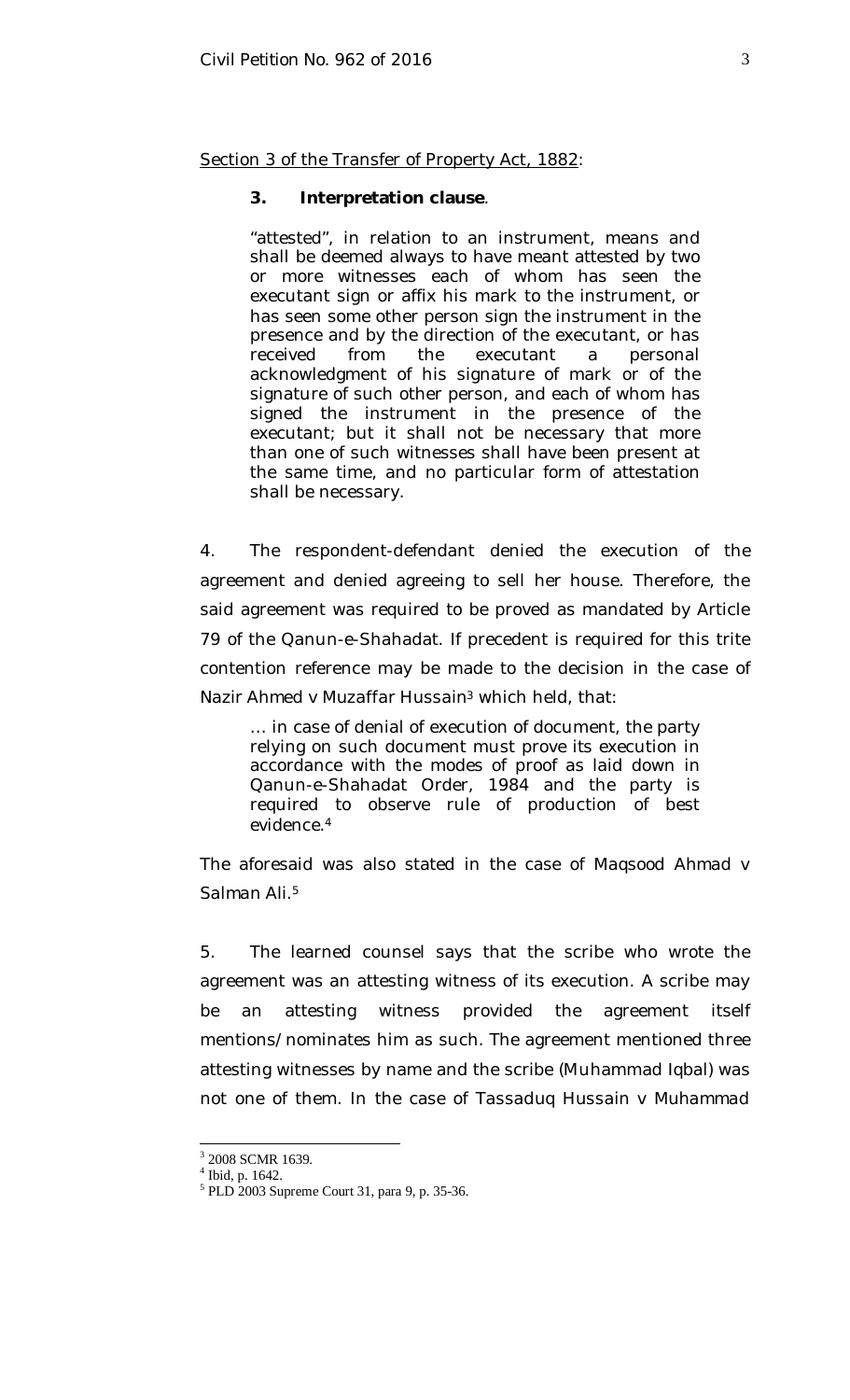Section 3 of the Transfer of Property Act, 1882:

> **3. Interpretation clause**.
>
> "attested", in relation to an instrument, means and shall be deemed always to have meant attested by two or more witnesses each of whom has seen the executant sign or affix his mark to the instrument, or has seen some other person sign the instrument in the presence and by the direction of the executant, or has received from the executant a personal acknowledgment of his signature of mark or of the signature of such other person, and each of whom has signed the instrument in the presence of the executant; but it shall not be necessary that more than one of such witnesses shall have been present at the same time, and no particular form of attestation shall be necessary.

4. The respondent-defendant denied the execution of the agreement and denied agreeing to sell her house. Therefore, the said agreement was required to be proved as mandated by Article 79 of the Qanun-e-Shahadat. If precedent is required for this trite contention reference may be made to the decision in the case of *Nazir Ahmed v Muzaffar Hussain*[3] which held, that:

> … in case of denial of execution of document, the party relying on such document must prove its execution in accordance with the modes of proof as laid down in Qanun-e-Shahadat Order, 1984 and the party is required to observe rule of production of best evidence.[4]

The aforesaid was also stated in the case of *Maqsood Ahmad v Salman Ali*.[5]

5. The learned counsel says that the scribe who wrote the agreement was an attesting witness of its execution. A scribe may be an attesting witness provided the agreement itself mentions/nominates him as such. The agreement mentioned three attesting witnesses by name and the scribe (Muhammad Iqbal) was not one of them. In the case of *Tassaduq Hussain v Muhammad*

---

[3] 2008 SCMR 1639.

[4] Ibid, p. 1642.

[5] PLD 2003 Supreme Court 31, para 9, p. 35-36.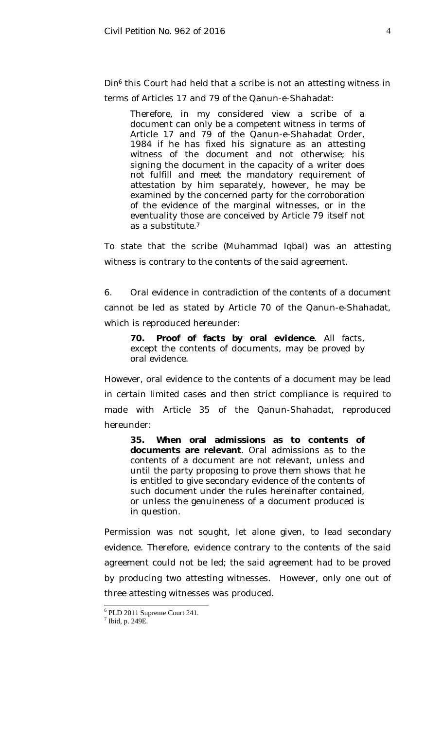Din[6] this Court had held that a scribe is not an attesting witness in terms of Articles 17 and 79 of the Qanun-e-Shahadat:

> Therefore, in my considered view a scribe of a document can only be a competent witness in terms of Article 17 and 79 of the Qanun-e-Shahadat Order, 1984 if he has fixed his signature as an attesting witness of the document and not otherwise; his signing the document in the capacity of a writer does not fulfill and meet the mandatory requirement of attestation by him separately, however, he may be examined by the concerned party for the corroboration of the evidence of the marginal witnesses, or in the eventuality those are conceived by Article 79 itself not as a substitute.[7]

To state that the scribe (Muhammad Iqbal) was an attesting witness is contrary to the contents of the said agreement.

6. Oral evidence in contradiction of the contents of a document cannot be led as stated by Article 70 of the Qanun-e-Shahadat, which is reproduced hereunder:

> **70. Proof of facts by oral evidence**. All facts, except the contents of documents, may be proved by oral evidence.

However, oral evidence to the contents of a document may be lead in certain limited cases and then strict compliance is required to made with Article 35 of the Qanun-Shahadat, reproduced hereunder:

> **35. When oral admissions as to contents of documents are relevant**. Oral admissions as to the contents of a document are not relevant, unless and until the party proposing to prove them shows that he is entitled to give secondary evidence of the contents of such document under the rules hereinafter contained, or unless the genuineness of a document produced is in question.

Permission was not sought, let alone given, to lead secondary evidence. Therefore, evidence contrary to the contents of the said agreement could not be led; the said agreement had to be proved by producing two attesting witnesses. However, only one out of three attesting witnesses was produced.

---

[6] PLD 2011 Supreme Court 241.

[7] Ibid, p. 249E.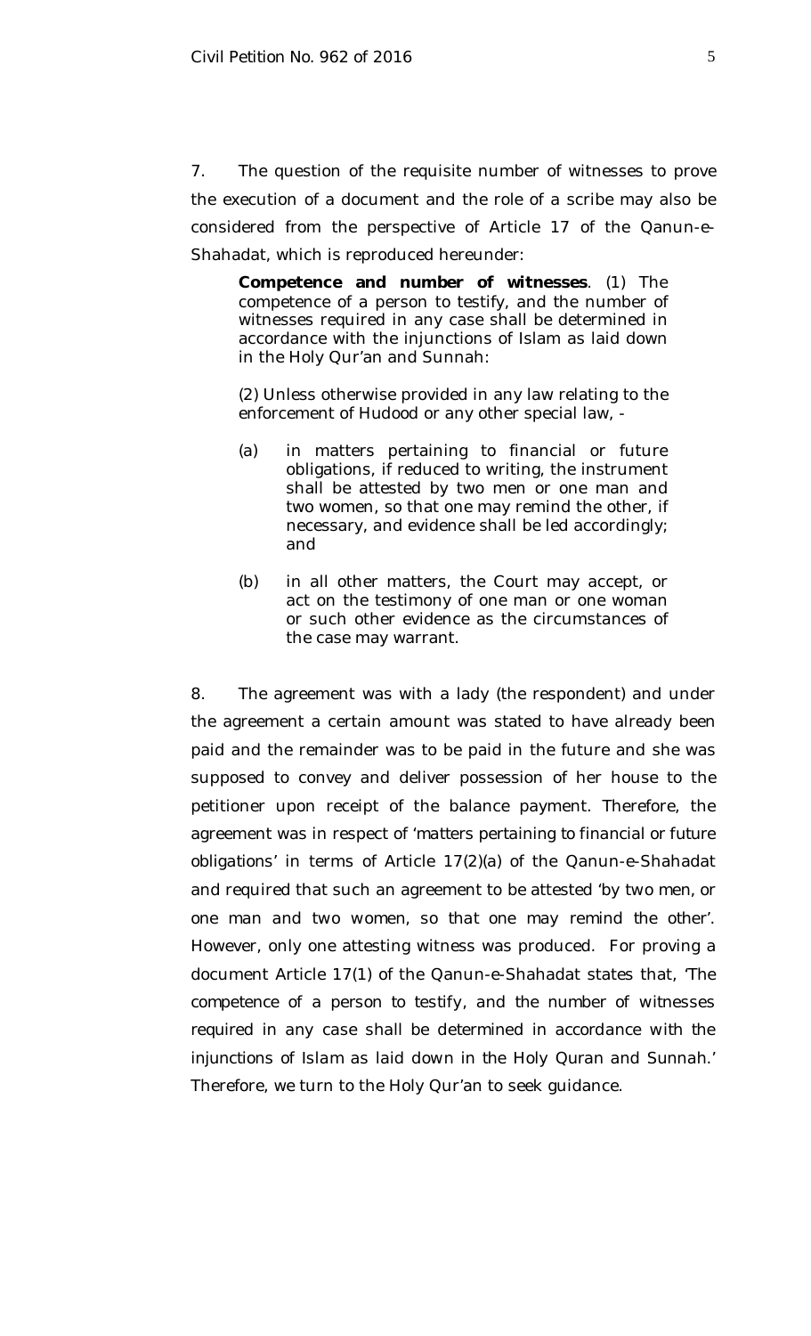7. The question of the requisite number of witnesses to prove the execution of a document and the role of a scribe may also be considered from the perspective of Article 17 of the Qanun-e-Shahadat, which is reproduced hereunder:

> **Competence and number of witnesses**. (1) The competence of a person to testify, and the number of witnesses required in any case shall be determined in accordance with the injunctions of Islam as laid down in the Holy Qur'an and Sunnah:
>
> (2) Unless otherwise provided in any law relating to the enforcement of Hudood or any other special law, -
>
> (a) in matters pertaining to financial or future obligations, if reduced to writing, the instrument shall be attested by two men or one man and two women, so that one may remind the other, if necessary, and evidence shall be led accordingly; and
>
> (b) in all other matters, the Court may accept, or act on the testimony of one man or one woman or such other evidence as the circumstances of the case may warrant.

8. The agreement was with a lady (the respondent) and under the agreement a certain amount was stated to have already been paid and the remainder was to be paid in the future and she was supposed to convey and deliver possession of her house to the petitioner upon receipt of the balance payment. Therefore, the agreement was in respect of 'matters pertaining to financial or future obligations' in terms of Article 17(2)(a) of the Qanun-e-Shahadat and required that such an agreement to be attested 'by two men, or one man and two women, so that one may remind the other'. However, only one attesting witness was produced. For proving a document Article 17(1) of the Qanun-e-Shahadat states that, 'The competence of a person to testify, and the number of witnesses required in any case shall be determined in accordance with the injunctions of Islam as laid down in the Holy Quran and Sunnah.' Therefore, we turn to the Holy Qur'an to seek guidance.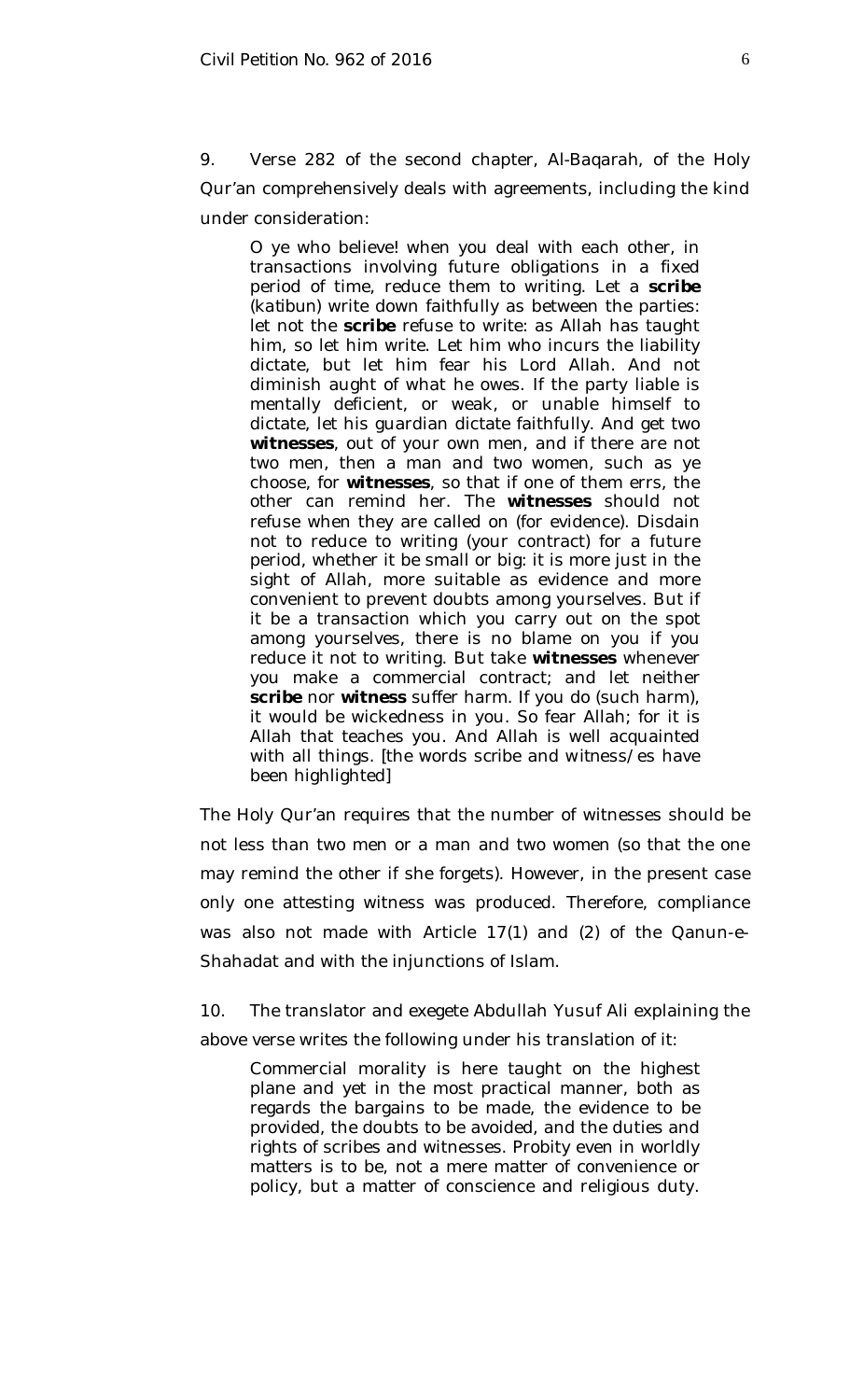9. Verse 282 of the second chapter, Al-Baqarah, of the Holy Qur'an comprehensively deals with agreements, including the kind under consideration:

> O ye who believe! when you deal with each other, in transactions involving future obligations in a fixed period of time, reduce them to writing. Let a **scribe** (*katibun*) write down faithfully as between the parties: let not the **scribe** refuse to write: as Allah has taught him, so let him write. Let him who incurs the liability dictate, but let him fear his Lord Allah. And not diminish aught of what he owes. If the party liable is mentally deficient, or weak, or unable himself to dictate, let his guardian dictate faithfully. And get two **witnesses**, out of your own men, and if there are not two men, then a man and two women, such as ye choose, for **witnesses**, so that if one of them errs, the other can remind her. The **witnesses** should not refuse when they are called on (for evidence). Disdain not to reduce to writing (your contract) for a future period, whether it be small or big: it is more just in the sight of Allah, more suitable as evidence and more convenient to prevent doubts among yourselves. But if it be a transaction which you carry out on the spot among yourselves, there is no blame on you if you reduce it not to writing. But take **witnesses** whenever you make a commercial contract; and let neither **scribe** nor **witness** suffer harm. If you do (such harm), it would be wickedness in you. So fear Allah; for it is Allah that teaches you. And Allah is well acquainted with all things. [the words scribe and witness/es have been highlighted]

The Holy Qur'an requires that the number of witnesses should be not less than two men or a man and two women (so that the one may remind the other if she forgets). However, in the present case only one attesting witness was produced. Therefore, compliance was also not made with Article 17(1) and (2) of the Qanun-e-Shahadat and with the injunctions of Islam.

10. The translator and exegete Abdullah Yusuf Ali explaining the above verse writes the following under his translation of it:

> Commercial morality is here taught on the highest plane and yet in the most practical manner, both as regards the bargains to be made, the evidence to be provided, the doubts to be avoided, and the duties and rights of scribes and witnesses. Probity even in worldly matters is to be, not a mere matter of convenience or policy, but a matter of conscience and religious duty.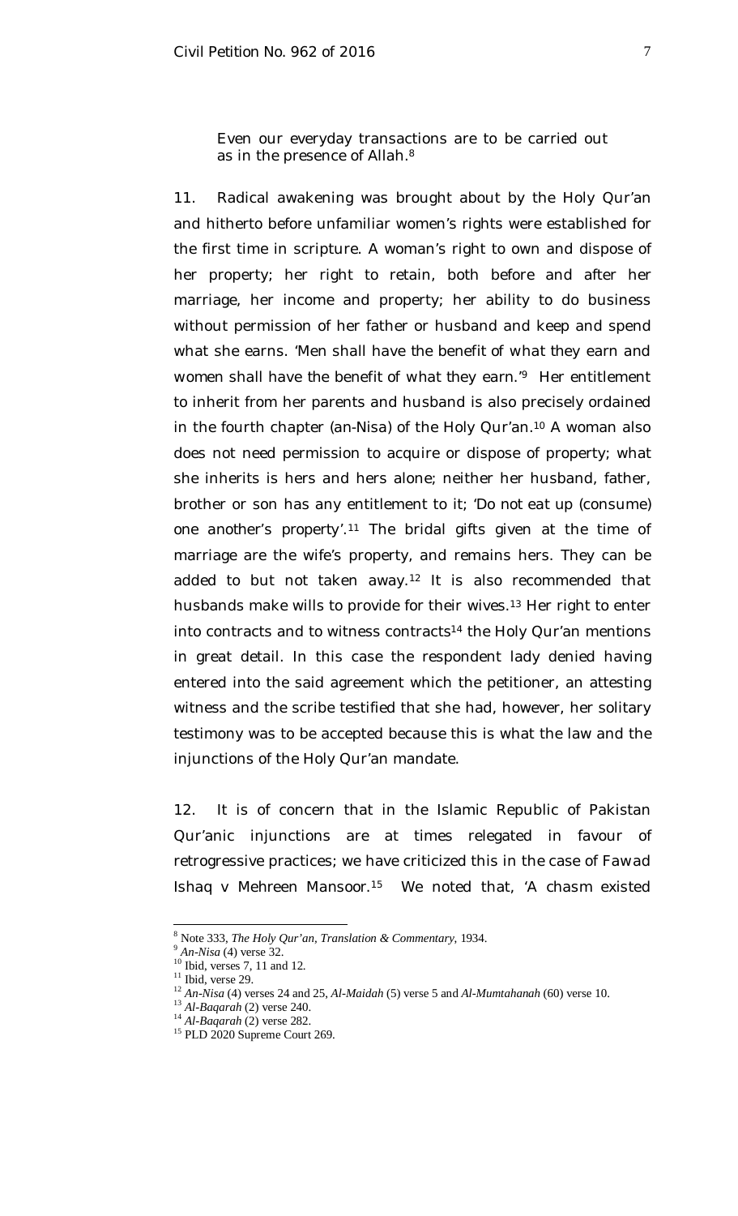Even our everyday transactions are to be carried out as in the presence of Allah.[8]

11. Radical awakening was brought about by the Holy Qur'an and hitherto before unfamiliar women's rights were established for the first time in scripture. A woman's right to own and dispose of her property; her right to retain, both before and after her marriage, her income and property; her ability to do business without permission of her father or husband and keep and spend what she earns. *'Men shall have the benefit of what they earn and women shall have the benefit of what they earn.'*[9] Her entitlement to inherit from her parents and husband is also precisely ordained in the fourth chapter (an-Nisa) of the Holy Qur'an.[10] A woman also does not need permission to acquire or dispose of property; what she inherits is hers and hers alone; neither her husband, father, brother or son has any entitlement to it; *'Do not eat up (consume) one another's property'*.[11] The bridal gifts given at the time of marriage are the wife's property, and remains hers. They can be added to but not taken away.[12] It is also recommended that husbands make wills to provide for their wives.[13] Her right to enter into contracts and to witness contracts[14] the Holy Qur'an mentions in great detail. In this case the respondent lady denied having entered into the said agreement which the petitioner, an attesting witness and the scribe testified that she had, however, her solitary testimony was to be accepted because this is what the law and the injunctions of the Holy Qur'an mandate.

12. It is of concern that in the Islamic Republic of Pakistan Qur'anic injunctions are at times relegated in favour of retrogressive practices; we have criticized this in the case of *Fawad Ishaq v Mehreen Mansoor*.[15] We noted that, 'A chasm existed

---

[8] Note 333, *The Holy Qur'an, Translation & Commentary*, 1934.
[9] *An-Nisa* (4) verse 32.
[10] Ibid, verses 7, 11 and 12.
[11] Ibid, verse 29.
[12] *An-Nisa* (4) verses 24 and 25, *Al-Maidah* (5) verse 5 and *Al-Mumtahanah* (60) verse 10.
[13] *Al-Baqarah* (2) verse 240.
[14] *Al-Baqarah* (2) verse 282.
[15] PLD 2020 Supreme Court 269.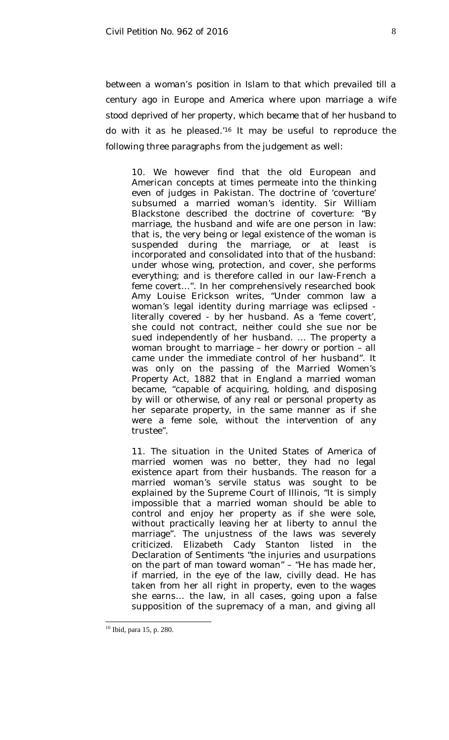between a woman's position in Islam to that which prevailed till a century ago in Europe and America where upon marriage a wife stood deprived of her property, which became that of her husband to do with it as he pleased.'[16] It may be useful to reproduce the following three paragraphs from the judgement as well:

> 10. We however find that the old European and American concepts at times permeate into the thinking even of judges in Pakistan. The doctrine of 'coverture' subsumed a married woman's identity. Sir William Blackstone described the doctrine of coverture: "By marriage, the husband and wife are one person in law: that is, the very being or legal existence of the woman is suspended during the marriage, or at least is incorporated and consolidated into that of the husband: under whose wing, protection, and cover, she performs everything; and is therefore called in our law-French a feme covert…". In her comprehensively researched book Amy Louise Erickson writes, "Under common law a woman's legal identity during marriage was eclipsed - literally covered - by her husband. As a 'feme covert', she could not contract, neither could she sue nor be sued independently of her husband. … The property a woman brought to marriage – her dowry or portion – all came under the immediate control of her husband". It was only on the passing of the Married Women's Property Act, 1882 that in England a married woman became, "capable of acquiring, holding, and disposing by will or otherwise, of any real or personal property as her separate property, in the same manner as if she were a feme sole, without the intervention of any trustee".
>
> 11. The situation in the United States of America of married women was no better, they had no legal existence apart from their husbands. The reason for a married woman's servile status was sought to be explained by the Supreme Court of Illinois, "It is simply impossible that a married woman should be able to control and enjoy her property as if she were sole, without practically leaving her at liberty to annul the marriage". The unjustness of the laws was severely criticized. Elizabeth Cady Stanton listed in the Declaration of Sentiments "the injuries and usurpations on the part of man toward woman" – "He has made her, if married, in the eye of the law, civilly dead. He has taken from her all right in property, even to the wages she earns… the law, in all cases, going upon a false supposition of the supremacy of a man, and giving all

---

[16] Ibid, para 15, p. 280.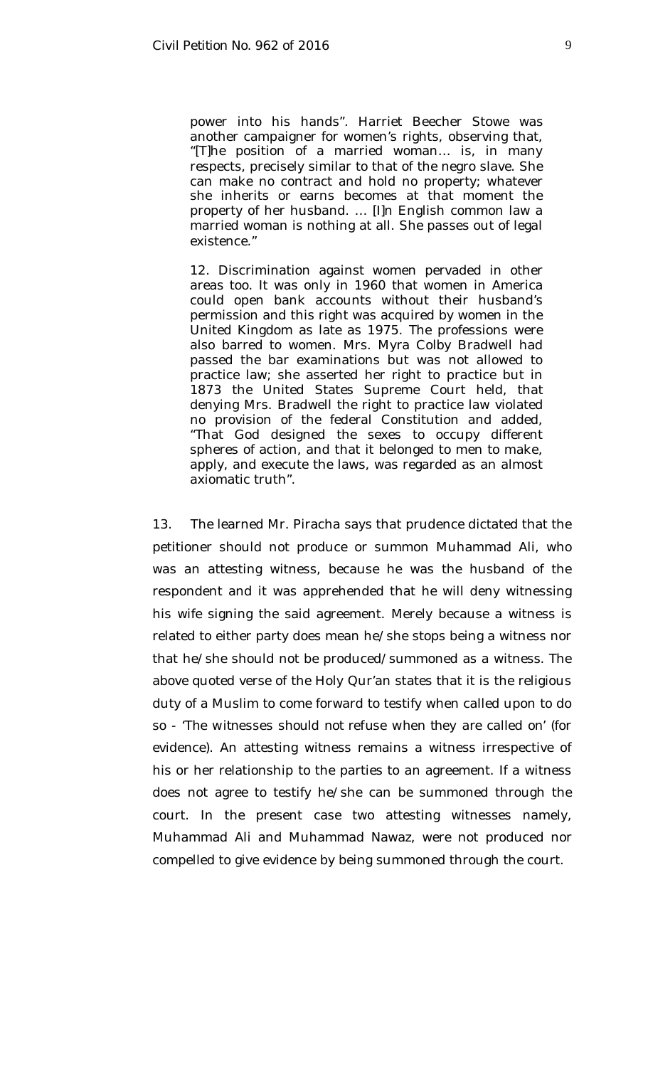power into his hands". Harriet Beecher Stowe was another campaigner for women's rights, observing that, "[T]he position of a married woman… is, in many respects, precisely similar to that of the negro slave. She can make no contract and hold no property; whatever she inherits or earns becomes at that moment the property of her husband. … [I]n English common law a married woman is nothing at all. She passes out of legal existence."

> 12. Discrimination against women pervaded in other areas too. It was only in 1960 that women in America could open bank accounts without their husband's permission and this right was acquired by women in the United Kingdom as late as 1975. The professions were also barred to women. Mrs. Myra Colby Bradwell had passed the bar examinations but was not allowed to practice law; she asserted her right to practice but in 1873 the United States Supreme Court held, that denying Mrs. Bradwell the right to practice law violated no provision of the federal Constitution and added, "That God designed the sexes to occupy different spheres of action, and that it belonged to men to make, apply, and execute the laws, was regarded as an almost axiomatic truth".

13. The learned Mr. Piracha says that prudence dictated that the petitioner should not produce or summon Muhammad Ali, who was an attesting witness, because he was the husband of the respondent and it was apprehended that he will deny witnessing his wife signing the said agreement. Merely because a witness is related to either party does mean he/she stops being a witness nor that he/she should not be produced/summoned as a witness. The above quoted verse of the Holy Qur'an states that it is the religious duty of a Muslim to come forward to testify when called upon to do so - 'The witnesses should not refuse when they are called on' (for evidence). An attesting witness remains a witness irrespective of his or her relationship to the parties to an agreement. If a witness does not agree to testify he/she can be summoned through the court. In the present case two attesting witnesses namely, Muhammad Ali and Muhammad Nawaz, were not produced nor compelled to give evidence by being summoned through the court.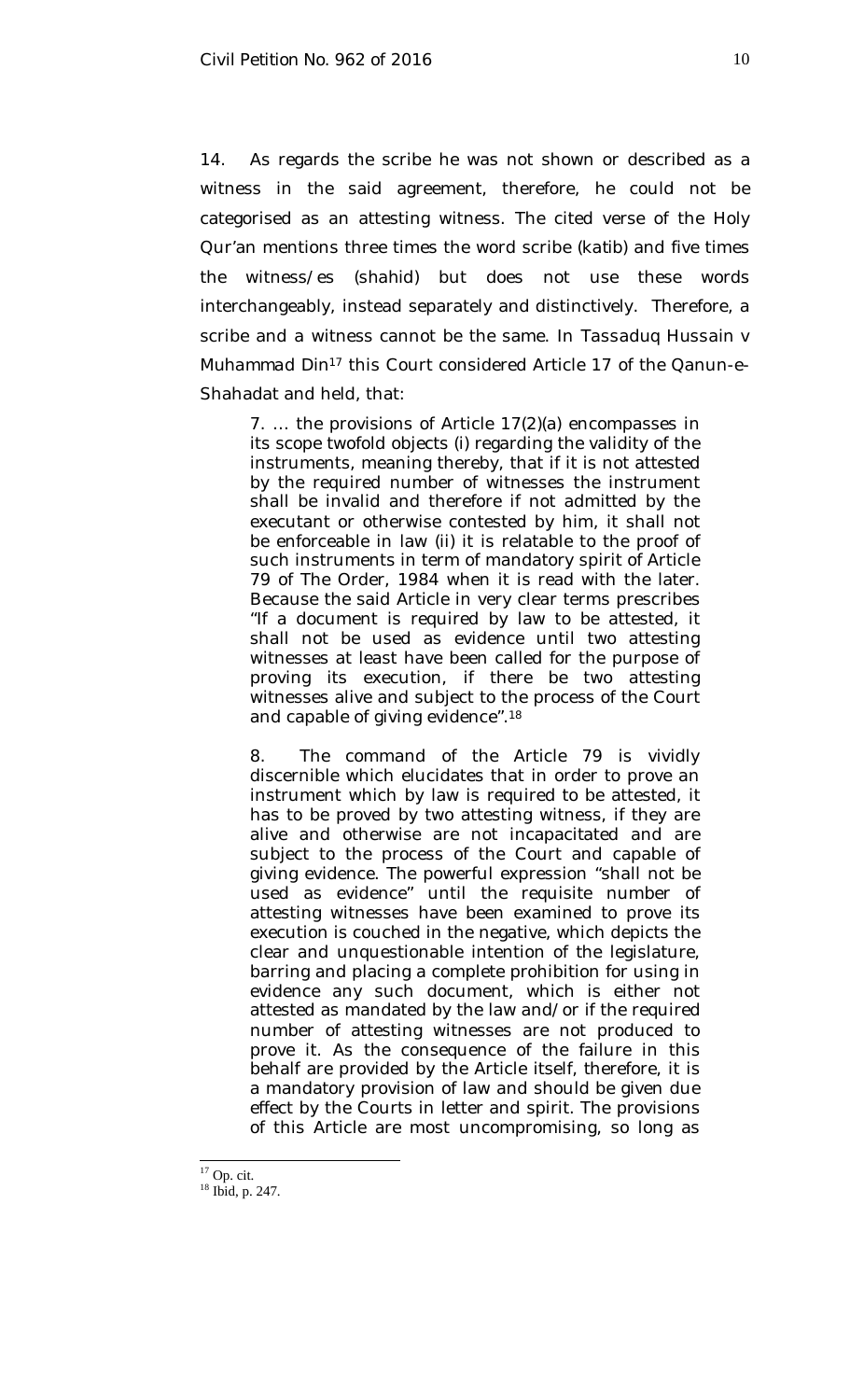14. As regards the scribe he was not shown or described as a witness in the said agreement, therefore, he could not be categorised as an attesting witness. The cited verse of the Holy Qur'an mentions three times the word scribe (*katib*) and five times the witness/es (*shahid*) but does not use these words interchangeably, instead separately and distinctively. Therefore, a scribe and a witness cannot be the same. In *Tassaduq Hussain v Muhammad Din*[17] this Court considered Article 17 of the Qanun-e-Shahadat and held, that:

> 7. … the provisions of Article 17(2)(a) encompasses in its scope twofold objects (i) regarding the validity of the instruments, meaning thereby, that if it is not attested by the required number of witnesses the instrument shall be invalid and therefore if not admitted by the executant or otherwise contested by him, it shall not be enforceable in law (ii) it is relatable to the proof of such instruments in term of mandatory spirit of Article 79 of The Order, 1984 when it is read with the later. Because the said Article in very clear terms prescribes "If a document is required by law to be attested, it shall not be used as evidence until two attesting witnesses at least have been called for the purpose of proving its execution, if there be two attesting witnesses alive and subject to the process of the Court and capable of giving evidence".[18]
>
> 8. The command of the Article 79 is vividly discernible which elucidates that in order to prove an instrument which by law is required to be attested, it has to be proved by two attesting witness, if they are alive and otherwise are not incapacitated and are subject to the process of the Court and capable of giving evidence. The powerful expression "shall not be used as evidence" until the requisite number of attesting witnesses have been examined to prove its execution is couched in the negative, which depicts the clear and unquestionable intention of the legislature, barring and placing a complete prohibition for using in evidence any such document, which is either not attested as mandated by the law and/or if the required number of attesting witnesses are not produced to prove it. As the consequence of the failure in this behalf are provided by the Article itself, therefore, it is a mandatory provision of law and should be given due effect by the Courts in letter and spirit. The provisions of this Article are most uncompromising, so long as

---

[17] Op. cit.

[18] Ibid, p. 247.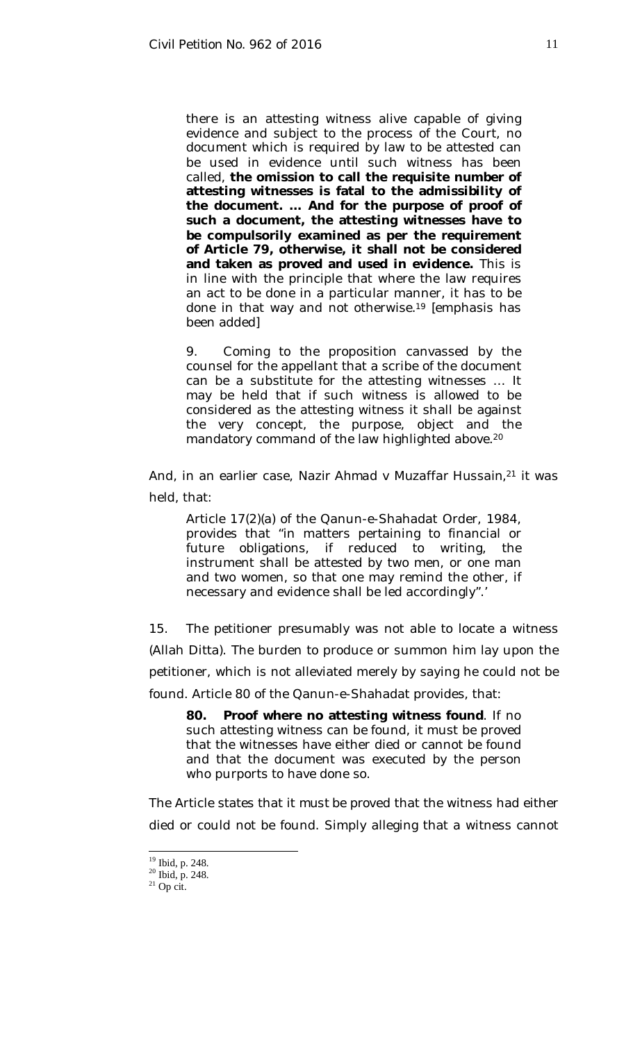there is an attesting witness alive capable of giving evidence and subject to the process of the Court, no document which is required by law to be attested can be used in evidence until such witness has been called, **the omission to call the requisite number of attesting witnesses is fatal to the admissibility of the document. … And for the purpose of proof of such a document, the attesting witnesses have to be compulsorily examined as per the requirement of Article 79, otherwise, it shall not be considered and taken as proved and used in evidence.** This is in line with the principle that where the law requires an act to be done in a particular manner, it has to be done in that way and not otherwise.[19] [emphasis has been added]

> 9. Coming to the proposition canvassed by the counsel for the appellant that a scribe of the document can be a substitute for the attesting witnesses … It may be held that if such witness is allowed to be considered as the attesting witness it shall be against the very concept, the purpose, object and the mandatory command of the law highlighted above.[20]

And, in an earlier case, Nazir Ahmad v Muzaffar Hussain,[21] it was held, that:

> Article 17(2)(a) of the Qanun-e-Shahadat Order, 1984, provides that "in matters pertaining to financial or future obligations, if reduced to writing, the instrument shall be attested by two men, or one man and two women, so that one may remind the other, if necessary and evidence shall be led accordingly".'

15. The petitioner presumably was not able to locate a witness (Allah Ditta). The burden to produce or summon him lay upon the petitioner, which is not alleviated merely by saying he could not be found. Article 80 of the Qanun-e-Shahadat provides, that:

> **80. Proof where no attesting witness found**. If no such attesting witness can be found, it must be proved that the witnesses have either died or cannot be found and that the document was executed by the person who purports to have done so.

The Article states that it must be proved that the witness had either died or could not be found. Simply alleging that a witness cannot

---

[19] Ibid, p. 248.

[20] Ibid, p. 248.

[21] Op cit.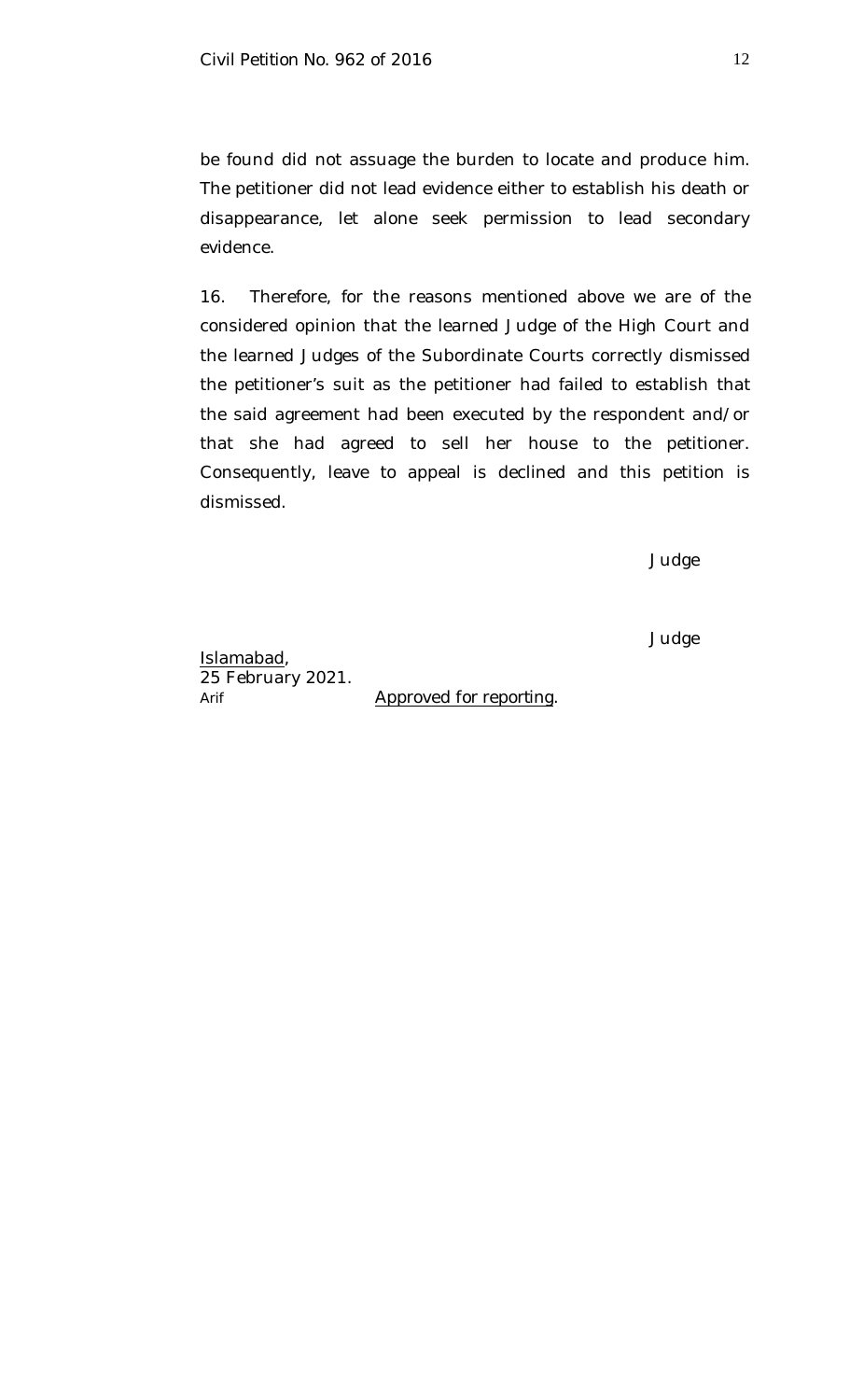be found did not assuage the burden to locate and produce him. The petitioner did not lead evidence either to establish his death or disappearance, let alone seek permission to lead secondary evidence.

16. Therefore, for the reasons mentioned above we are of the considered opinion that the learned Judge of the High Court and the learned Judges of the Subordinate Courts correctly dismissed the petitioner's suit as the petitioner had failed to establish that the said agreement had been executed by the respondent and/or that she had agreed to sell her house to the petitioner. Consequently, leave to appeal is declined and this petition is dismissed.

Judge

Judge

Islamabad,
25 February 2021.
Arif

Approved for reporting.